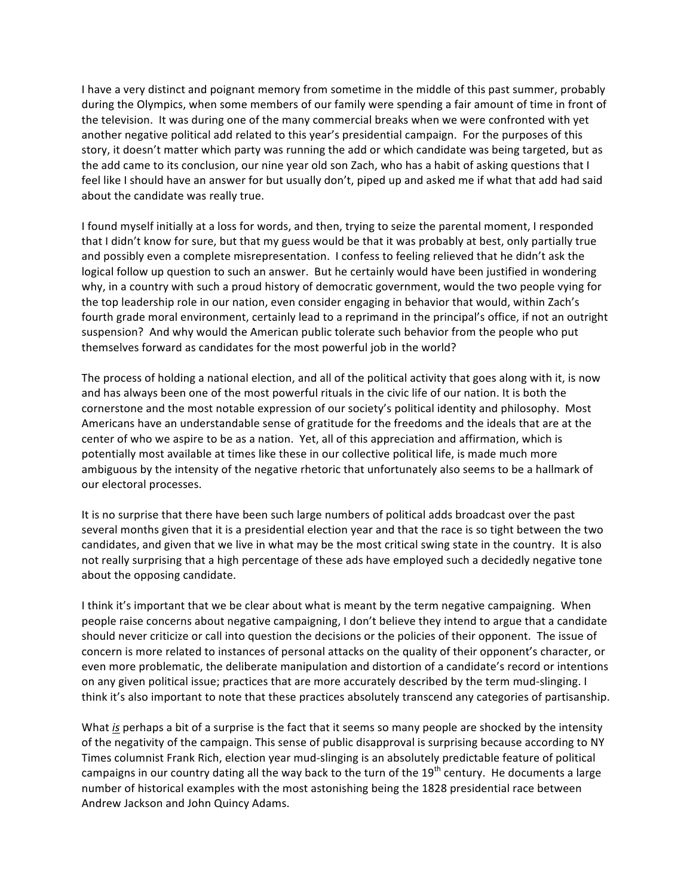I have a very distinct and poignant memory from sometime in the middle of this past summer, probably during the Olympics, when some members of our family were spending a fair amount of time in front of the television. It was during one of the many commercial breaks when we were confronted with yet another negative political add related to this year's presidential campaign. For the purposes of this story, it doesn't matter which party was running the add or which candidate was being targeted, but as the add came to its conclusion, our nine year old son Zach, who has a habit of asking questions that I feel like I should have an answer for but usually don't, piped up and asked me if what that add had said about the candidate was really true.

I found myself initially at a loss for words, and then, trying to seize the parental moment, I responded that I didn't know for sure, but that my guess would be that it was probably at best, only partially true and possibly even a complete misrepresentation. I confess to feeling relieved that he didn't ask the logical follow up question to such an answer. But he certainly would have been justified in wondering why, in a country with such a proud history of democratic government, would the two people vying for the top leadership role in our nation, even consider engaging in behavior that would, within Zach's fourth grade moral environment, certainly lead to a reprimand in the principal's office, if not an outright suspension? And why would the American public tolerate such behavior from the people who put themselves forward as candidates for the most powerful job in the world?

The process of holding a national election, and all of the political activity that goes along with it, is now and has always been one of the most powerful rituals in the civic life of our nation. It is both the cornerstone and the most notable expression of our society's political identity and philosophy. Most Americans have an understandable sense of gratitude for the freedoms and the ideals that are at the center of who we aspire to be as a nation. Yet, all of this appreciation and affirmation, which is potentially most available at times like these in our collective political life, is made much more ambiguous by the intensity of the negative rhetoric that unfortunately also seems to be a hallmark of our electoral processes.

It is no surprise that there have been such large numbers of political adds broadcast over the past several months given that it is a presidential election year and that the race is so tight between the two candidates, and given that we live in what may be the most critical swing state in the country. It is also not really surprising that a high percentage of these ads have employed such a decidedly negative tone about the opposing candidate.

I think it's important that we be clear about what is meant by the term negative campaigning. When people raise concerns about negative campaigning, I don't believe they intend to argue that a candidate should never criticize or call into question the decisions or the policies of their opponent. The issue of concern is more related to instances of personal attacks on the quality of their opponent's character, or even more problematic, the deliberate manipulation and distortion of a candidate's record or intentions on any given political issue; practices that are more accurately described by the term mud-slinging. I think it's also important to note that these practices absolutely transcend any categories of partisanship.

What *is* perhaps a bit of a surprise is the fact that it seems so many people are shocked by the intensity of the negativity of the campaign. This sense of public disapproval is surprising because according to NY Times columnist Frank Rich, election year mud-slinging is an absolutely predictable feature of political campaigns in our country dating all the way back to the turn of the 19th century. He documents a large number of historical examples with the most astonishing being the 1828 presidential race between Andrew Jackson and John Quincy Adams.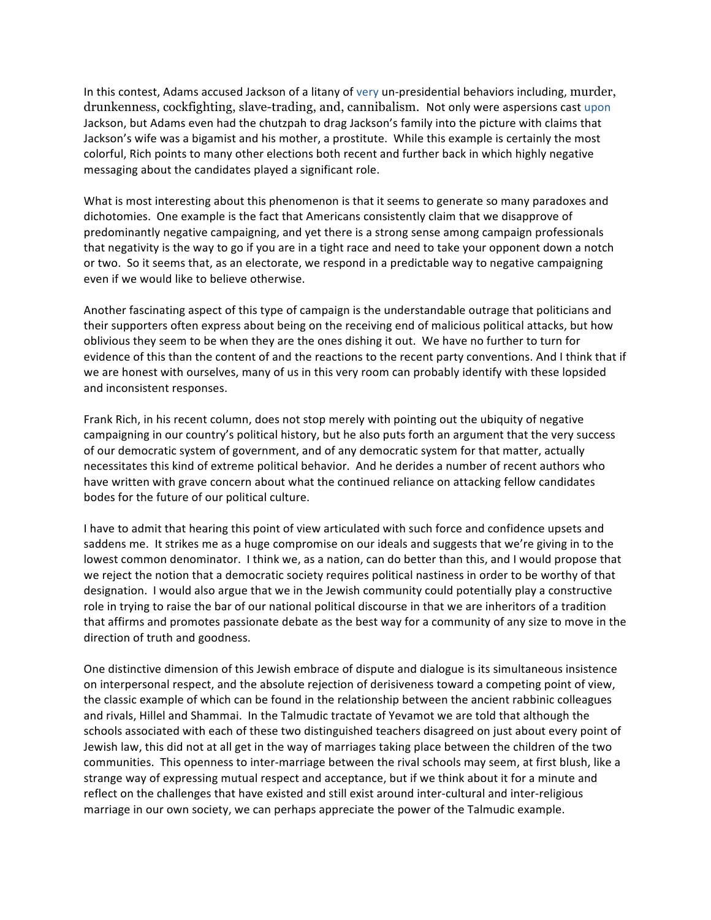In this contest, Adams accused Jackson of a litany of very un-presidential behaviors including, murder, drunkenness, cockfighting, slave-trading, and, cannibalism. Not only were aspersions cast upon Jackson, but Adams even had the chutzpah to drag Jackson's family into the picture with claims that Jackson's wife was a bigamist and his mother, a prostitute. While this example is certainly the most colorful, Rich points to many other elections both recent and further back in which highly negative messaging about the candidates played a significant role.

What is most interesting about this phenomenon is that it seems to generate so many paradoxes and dichotomies. One example is the fact that Americans consistently claim that we disapprove of predominantly negative campaigning, and yet there is a strong sense among campaign professionals that negativity is the way to go if you are in a tight race and need to take your opponent down a notch or two. So it seems that, as an electorate, we respond in a predictable way to negative campaigning even if we would like to believe otherwise.

Another fascinating aspect of this type of campaign is the understandable outrage that politicians and their supporters often express about being on the receiving end of malicious political attacks, but how oblivious they seem to be when they are the ones dishing it out. We have no further to turn for evidence of this than the content of and the reactions to the recent party conventions. And I think that if we are honest with ourselves, many of us in this very room can probably identify with these lopsided and inconsistent responses.

Frank Rich, in his recent column, does not stop merely with pointing out the ubiquity of negative campaigning in our country's political history, but he also puts forth an argument that the very success of our democratic system of government, and of any democratic system for that matter, actually necessitates this kind of extreme political behavior. And he derides a number of recent authors who have written with grave concern about what the continued reliance on attacking fellow candidates bodes for the future of our political culture.

I have to admit that hearing this point of view articulated with such force and confidence upsets and saddens me. It strikes me as a huge compromise on our ideals and suggests that we're giving in to the lowest common denominator. I think we, as a nation, can do better than this, and I would propose that we reject the notion that a democratic society requires political nastiness in order to be worthy of that designation. I would also argue that we in the Jewish community could potentially play a constructive role in trying to raise the bar of our national political discourse in that we are inheritors of a tradition that affirms and promotes passionate debate as the best way for a community of any size to move in the direction of truth and goodness.

One distinctive dimension of this Jewish embrace of dispute and dialogue is its simultaneous insistence on interpersonal respect, and the absolute rejection of derisiveness toward a competing point of view, the classic example of which can be found in the relationship between the ancient rabbinic colleagues and rivals, Hillel and Shammai. In the Talmudic tractate of Yevamot we are told that although the schools associated with each of these two distinguished teachers disagreed on just about every point of Jewish law, this did not at all get in the way of marriages taking place between the children of the two communities. This openness to inter-marriage between the rival schools may seem, at first blush, like a strange way of expressing mutual respect and acceptance, but if we think about it for a minute and reflect on the challenges that have existed and still exist around inter-cultural and inter-religious marriage in our own society, we can perhaps appreciate the power of the Talmudic example.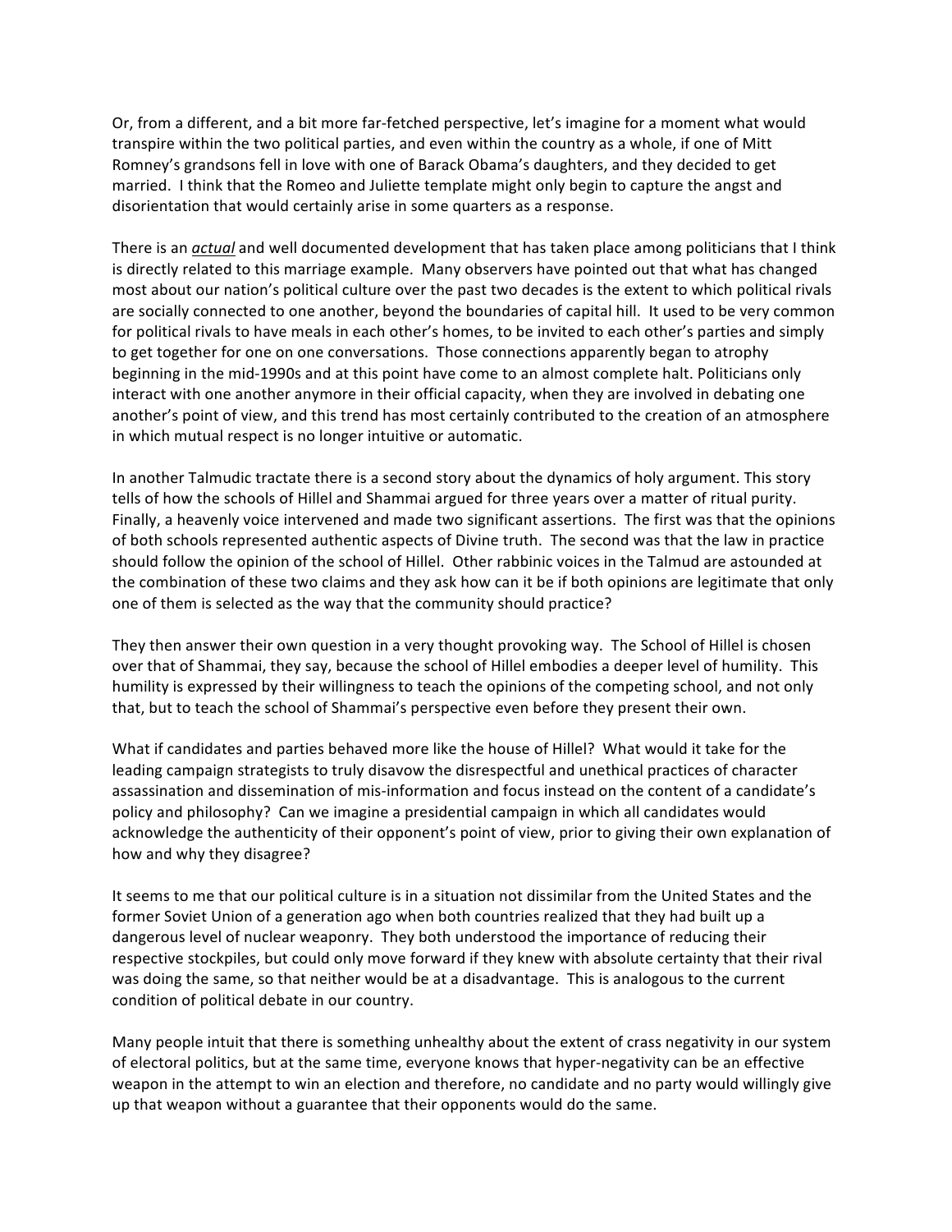Or, from a different, and a bit more far-fetched perspective, let's imagine for a moment what would transpire within the two political parties, and even within the country as a whole, if one of Mitt Romney's grandsons fell in love with one of Barack Obama's daughters, and they decided to get married. I think that the Romeo and Juliette template might only begin to capture the angst and disorientation that would certainly arise in some quarters as a response.

There is an ***actual*** and well documented development that has taken place among politicians that I think is directly related to this marriage example. Many observers have pointed out that what has changed most about our nation's political culture over the past two decades is the extent to which political rivals are socially connected to one another, beyond the boundaries of capital hill. It used to be very common for political rivals to have meals in each other's homes, to be invited to each other's parties and simply to get together for one on one conversations. Those connections apparently began to atrophy beginning in the mid-1990s and at this point have come to an almost complete halt. Politicians only interact with one another anymore in their official capacity, when they are involved in debating one another's point of view, and this trend has most certainly contributed to the creation of an atmosphere in which mutual respect is no longer intuitive or automatic.

In another Talmudic tractate there is a second story about the dynamics of holy argument. This story tells of how the schools of Hillel and Shammai argued for three years over a matter of ritual purity. Finally, a heavenly voice intervened and made two significant assertions. The first was that the opinions of both schools represented authentic aspects of Divine truth. The second was that the law in practice should follow the opinion of the school of Hillel. Other rabbinic voices in the Talmud are astounded at the combination of these two claims and they ask how can it be if both opinions are legitimate that only one of them is selected as the way that the community should practice?

They then answer their own question in a very thought provoking way. The School of Hillel is chosen over that of Shammai, they say, because the school of Hillel embodies a deeper level of humility. This humility is expressed by their willingness to teach the opinions of the competing school, and not only that, but to teach the school of Shammai's perspective even before they present their own.

What if candidates and parties behaved more like the house of Hillel? What would it take for the leading campaign strategists to truly disavow the disrespectful and unethical practices of character assassination and dissemination of mis-information and focus instead on the content of a candidate's policy and philosophy? Can we imagine a presidential campaign in which all candidates would acknowledge the authenticity of their opponent's point of view, prior to giving their own explanation of how and why they disagree?

It seems to me that our political culture is in a situation not dissimilar from the United States and the former Soviet Union of a generation ago when both countries realized that they had built up a dangerous level of nuclear weaponry. They both understood the importance of reducing their respective stockpiles, but could only move forward if they knew with absolute certainty that their rival was doing the same, so that neither would be at a disadvantage. This is analogous to the current condition of political debate in our country.

Many people intuit that there is something unhealthy about the extent of crass negativity in our system of electoral politics, but at the same time, everyone knows that hyper-negativity can be an effective weapon in the attempt to win an election and therefore, no candidate and no party would willingly give up that weapon without a guarantee that their opponents would do the same.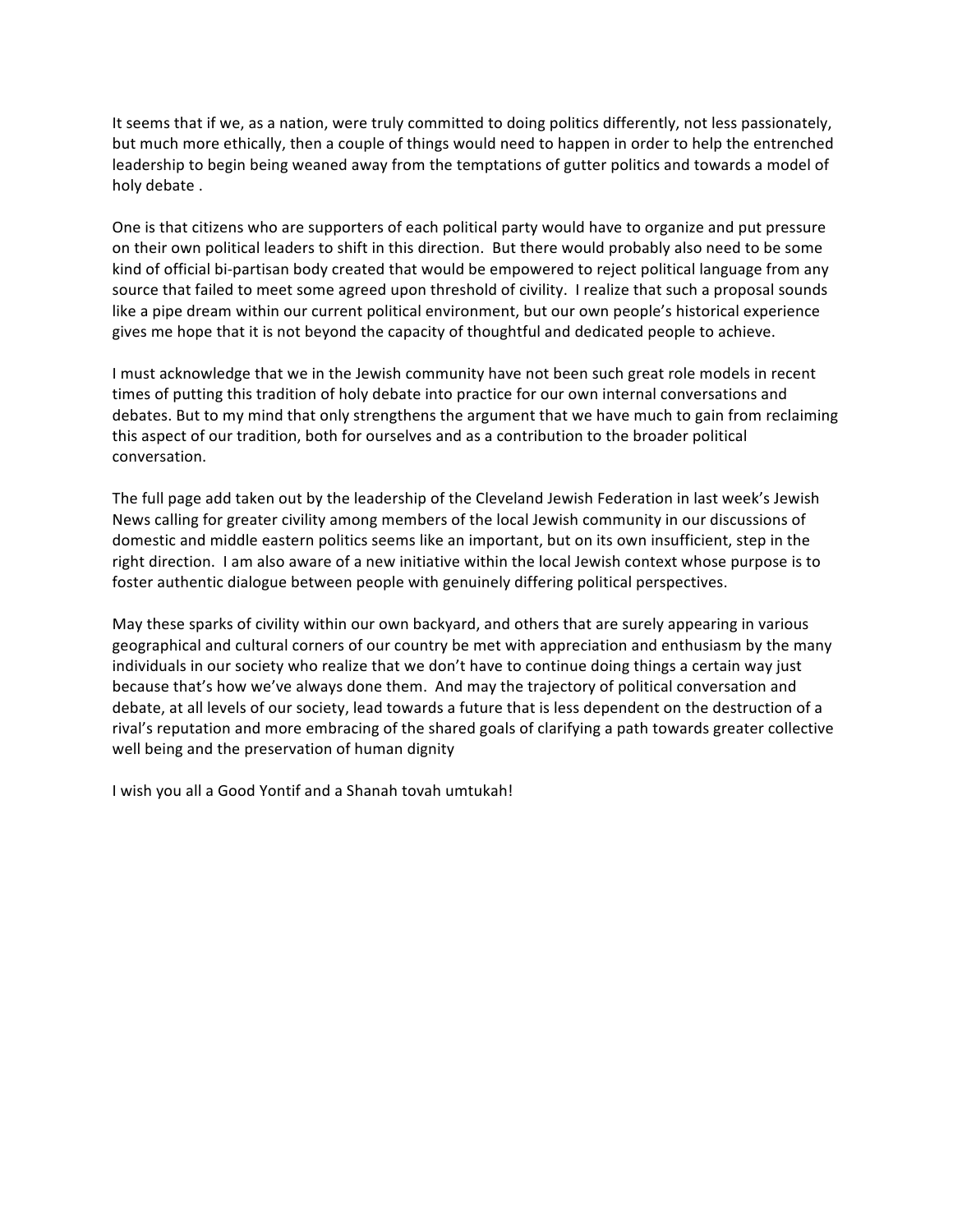It seems that if we, as a nation, were truly committed to doing politics differently, not less passionately, but much more ethically, then a couple of things would need to happen in order to help the entrenched leadership to begin being weaned away from the temptations of gutter politics and towards a model of holy debate .

One is that citizens who are supporters of each political party would have to organize and put pressure on their own political leaders to shift in this direction. But there would probably also need to be some kind of official bi-partisan body created that would be empowered to reject political language from any source that failed to meet some agreed upon threshold of civility. I realize that such a proposal sounds like a pipe dream within our current political environment, but our own people's historical experience gives me hope that it is not beyond the capacity of thoughtful and dedicated people to achieve.

I must acknowledge that we in the Jewish community have not been such great role models in recent times of putting this tradition of holy debate into practice for our own internal conversations and debates. But to my mind that only strengthens the argument that we have much to gain from reclaiming this aspect of our tradition, both for ourselves and as a contribution to the broader political conversation.

The full page add taken out by the leadership of the Cleveland Jewish Federation in last week's Jewish News calling for greater civility among members of the local Jewish community in our discussions of domestic and middle eastern politics seems like an important, but on its own insufficient, step in the right direction. I am also aware of a new initiative within the local Jewish context whose purpose is to foster authentic dialogue between people with genuinely differing political perspectives.

May these sparks of civility within our own backyard, and others that are surely appearing in various geographical and cultural corners of our country be met with appreciation and enthusiasm by the many individuals in our society who realize that we don't have to continue doing things a certain way just because that's how we've always done them. And may the trajectory of political conversation and debate, at all levels of our society, lead towards a future that is less dependent on the destruction of a rival's reputation and more embracing of the shared goals of clarifying a path towards greater collective well being and the preservation of human dignity

I wish you all a Good Yontif and a Shanah tovah umtukah!